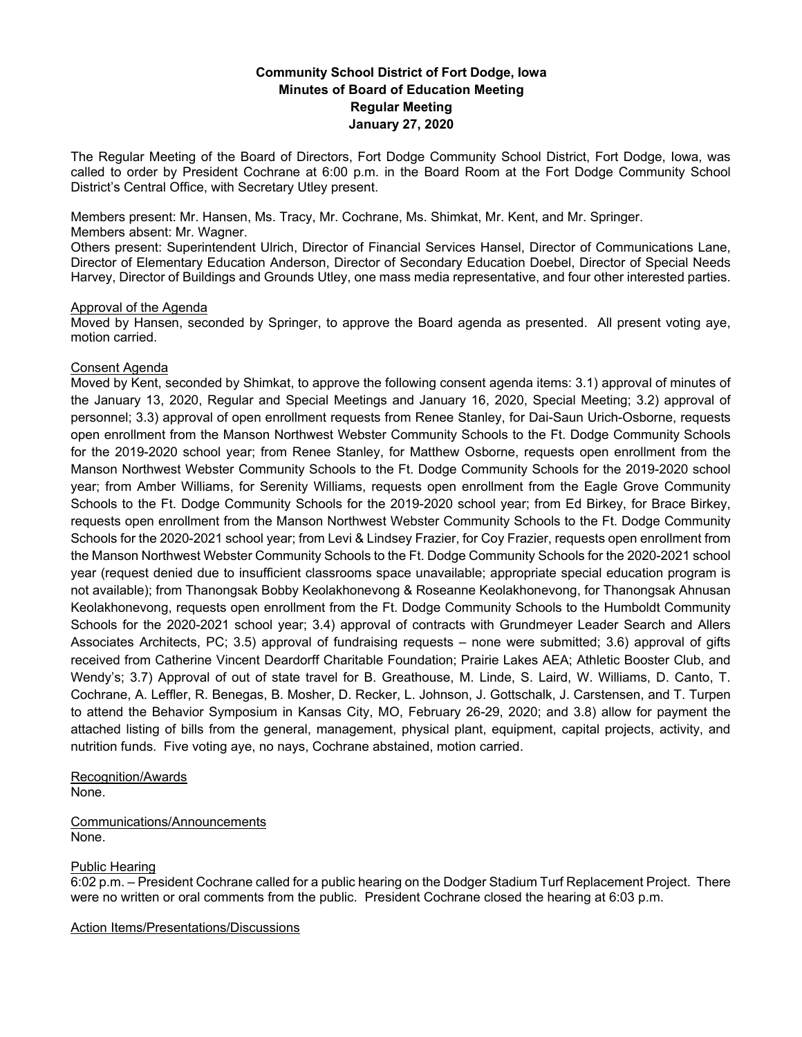**Community School District of Fort Dodge, Iowa**
**Minutes of Board of Education Meeting**
**Regular Meeting**
**January 27, 2020**

The Regular Meeting of the Board of Directors, Fort Dodge Community School District, Fort Dodge, Iowa, was called to order by President Cochrane at 6:00 p.m. in the Board Room at the Fort Dodge Community School District's Central Office, with Secretary Utley present.

Members present: Mr. Hansen, Ms. Tracy, Mr. Cochrane, Ms. Shimkat, Mr. Kent, and Mr. Springer.
Members absent: Mr. Wagner.
Others present: Superintendent Ulrich, Director of Financial Services Hansel, Director of Communications Lane, Director of Elementary Education Anderson, Director of Secondary Education Doebel, Director of Special Needs Harvey, Director of Buildings and Grounds Utley, one mass media representative, and four other interested parties.

Approval of the Agenda
Moved by Hansen, seconded by Springer, to approve the Board agenda as presented. All present voting aye, motion carried.

Consent Agenda
Moved by Kent, seconded by Shimkat, to approve the following consent agenda items: 3.1) approval of minutes of the January 13, 2020, Regular and Special Meetings and January 16, 2020, Special Meeting; 3.2) approval of personnel; 3.3) approval of open enrollment requests from Renee Stanley, for Dai-Saun Urich-Osborne, requests open enrollment from the Manson Northwest Webster Community Schools to the Ft. Dodge Community Schools for the 2019-2020 school year; from Renee Stanley, for Matthew Osborne, requests open enrollment from the Manson Northwest Webster Community Schools to the Ft. Dodge Community Schools for the 2019-2020 school year; from Amber Williams, for Serenity Williams, requests open enrollment from the Eagle Grove Community Schools to the Ft. Dodge Community Schools for the 2019-2020 school year; from Ed Birkey, for Brace Birkey, requests open enrollment from the Manson Northwest Webster Community Schools to the Ft. Dodge Community Schools for the 2020-2021 school year; from Levi & Lindsey Frazier, for Coy Frazier, requests open enrollment from the Manson Northwest Webster Community Schools to the Ft. Dodge Community Schools for the 2020-2021 school year (request denied due to insufficient classrooms space unavailable; appropriate special education program is not available); from Thanongsak Bobby Keolakhonevong & Roseanne Keolakhonevong, for Thanongsak Ahnusan Keolakhonevong, requests open enrollment from the Ft. Dodge Community Schools to the Humboldt Community Schools for the 2020-2021 school year; 3.4) approval of contracts with Grundmeyer Leader Search and Allers Associates Architects, PC; 3.5) approval of fundraising requests – none were submitted; 3.6) approval of gifts received from Catherine Vincent Deardorff Charitable Foundation; Prairie Lakes AEA; Athletic Booster Club, and Wendy's; 3.7) Approval of out of state travel for B. Greathouse, M. Linde, S. Laird, W. Williams, D. Canto, T. Cochrane, A. Leffler, R. Benegas, B. Mosher, D. Recker, L. Johnson, J. Gottschalk, J. Carstensen, and T. Turpen to attend the Behavior Symposium in Kansas City, MO, February 26-29, 2020; and 3.8) allow for payment the attached listing of bills from the general, management, physical plant, equipment, capital projects, activity, and nutrition funds. Five voting aye, no nays, Cochrane abstained, motion carried.

Recognition/Awards
None.

Communications/Announcements
None.

Public Hearing
6:02 p.m. – President Cochrane called for a public hearing on the Dodger Stadium Turf Replacement Project. There were no written or oral comments from the public. President Cochrane closed the hearing at 6:03 p.m.

Action Items/Presentations/Discussions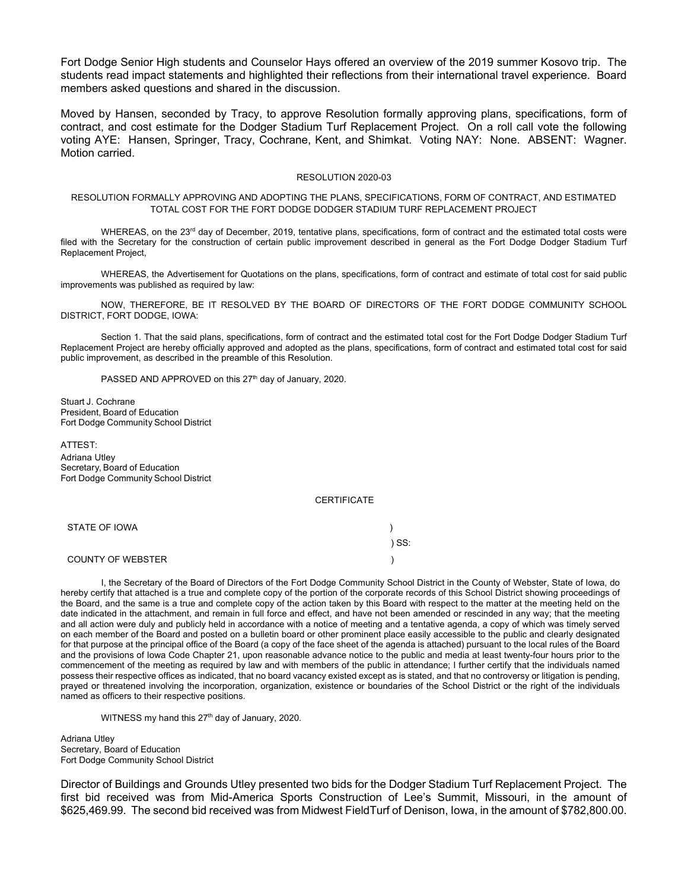Fort Dodge Senior High students and Counselor Hays offered an overview of the 2019 summer Kosovo trip. The students read impact statements and highlighted their reflections from their international travel experience. Board members asked questions and shared in the discussion.

Moved by Hansen, seconded by Tracy, to approve Resolution formally approving plans, specifications, form of contract, and cost estimate for the Dodger Stadium Turf Replacement Project. On a roll call vote the following voting AYE: Hansen, Springer, Tracy, Cochrane, Kent, and Shimkat. Voting NAY: None. ABSENT: Wagner. Motion carried.

RESOLUTION 2020-03

RESOLUTION FORMALLY APPROVING AND ADOPTING THE PLANS, SPECIFICATIONS, FORM OF CONTRACT, AND ESTIMATED TOTAL COST FOR THE FORT DODGE DODGER STADIUM TURF REPLACEMENT PROJECT

WHEREAS, on the 23rd day of December, 2019, tentative plans, specifications, form of contract and the estimated total costs were filed with the Secretary for the construction of certain public improvement described in general as the Fort Dodge Dodger Stadium Turf Replacement Project,

WHEREAS, the Advertisement for Quotations on the plans, specifications, form of contract and estimate of total cost for said public improvements was published as required by law:

NOW, THEREFORE, BE IT RESOLVED BY THE BOARD OF DIRECTORS OF THE FORT DODGE COMMUNITY SCHOOL DISTRICT, FORT DODGE, IOWA:

Section 1. That the said plans, specifications, form of contract and the estimated total cost for the Fort Dodge Dodger Stadium Turf Replacement Project are hereby officially approved and adopted as the plans, specifications, form of contract and estimated total cost for said public improvement, as described in the preamble of this Resolution.

PASSED AND APPROVED on this 27th day of January, 2020.

Stuart J. Cochrane
President, Board of Education
Fort Dodge Community School District

ATTEST:
Adriana Utley
Secretary, Board of Education
Fort Dodge Community School District

CERTIFICATE

STATE OF IOWA )
) SS:
COUNTY OF WEBSTER )

I, the Secretary of the Board of Directors of the Fort Dodge Community School District in the County of Webster, State of Iowa, do hereby certify that attached is a true and complete copy of the portion of the corporate records of this School District showing proceedings of the Board, and the same is a true and complete copy of the action taken by this Board with respect to the matter at the meeting held on the date indicated in the attachment, and remain in full force and effect, and have not been amended or rescinded in any way; that the meeting and all action were duly and publicly held in accordance with a notice of meeting and a tentative agenda, a copy of which was timely served on each member of the Board and posted on a bulletin board or other prominent place easily accessible to the public and clearly designated for that purpose at the principal office of the Board (a copy of the face sheet of the agenda is attached) pursuant to the local rules of the Board and the provisions of Iowa Code Chapter 21, upon reasonable advance notice to the public and media at least twenty-four hours prior to the commencement of the meeting as required by law and with members of the public in attendance; I further certify that the individuals named possess their respective offices as indicated, that no board vacancy existed except as is stated, and that no controversy or litigation is pending, prayed or threatened involving the incorporation, organization, existence or boundaries of the School District or the right of the individuals named as officers to their respective positions.

WITNESS my hand this 27th day of January, 2020.

Adriana Utley
Secretary, Board of Education
Fort Dodge Community School District

Director of Buildings and Grounds Utley presented two bids for the Dodger Stadium Turf Replacement Project. The first bid received was from Mid-America Sports Construction of Lee's Summit, Missouri, in the amount of $625,469.99. The second bid received was from Midwest FieldTurf of Denison, Iowa, in the amount of $782,800.00.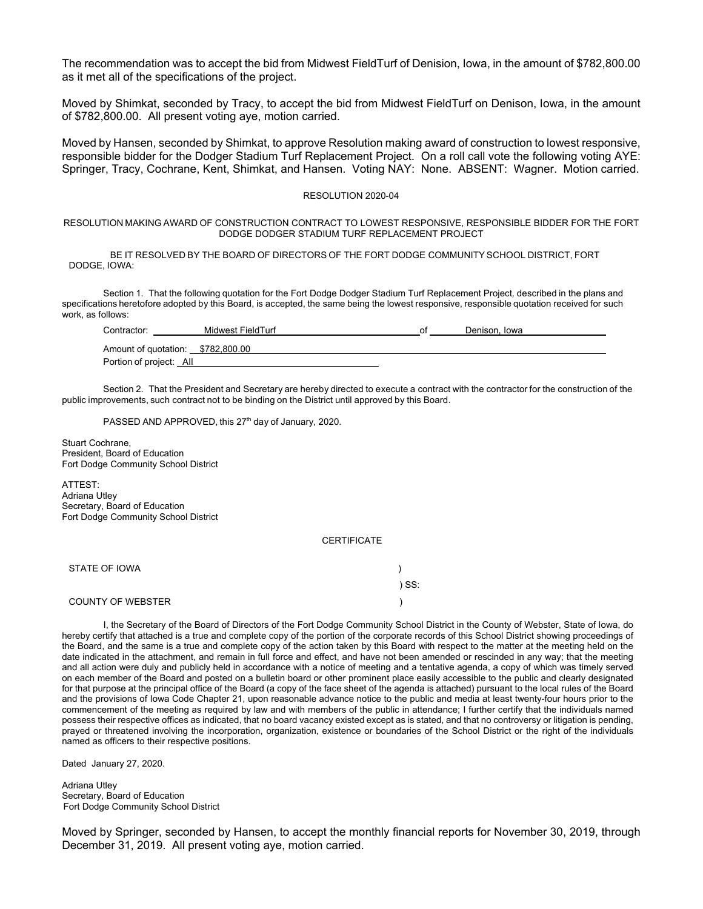The recommendation was to accept the bid from Midwest FieldTurf of Denision, Iowa, in the amount of $782,800.00 as it met all of the specifications of the project.

Moved by Shimkat, seconded by Tracy, to accept the bid from Midwest FieldTurf on Denison, Iowa, in the amount of $782,800.00. All present voting aye, motion carried.

Moved by Hansen, seconded by Shimkat, to approve Resolution making award of construction to lowest responsive, responsible bidder for the Dodger Stadium Turf Replacement Project. On a roll call vote the following voting AYE: Springer, Tracy, Cochrane, Kent, Shimkat, and Hansen. Voting NAY: None. ABSENT: Wagner. Motion carried.

RESOLUTION 2020-04

RESOLUTION MAKING AWARD OF CONSTRUCTION CONTRACT TO LOWEST RESPONSIVE, RESPONSIBLE BIDDER FOR THE FORT DODGE DODGER STADIUM TURF REPLACEMENT PROJECT

BE IT RESOLVED BY THE BOARD OF DIRECTORS OF THE FORT DODGE COMMUNITY SCHOOL DISTRICT, FORT DODGE, IOWA:

Section 1. That the following quotation for the Fort Dodge Dodger Stadium Turf Replacement Project, described in the plans and specifications heretofore adopted by this Board, is accepted, the same being the lowest responsive, responsible quotation received for such work, as follows:

Contractor: Midwest FieldTurf of Denison, Iowa

Amount of quotation: $782,800.00

Portion of project: All

Section 2. That the President and Secretary are hereby directed to execute a contract with the contractor for the construction of the public improvements, such contract not to be binding on the District until approved by this Board.

PASSED AND APPROVED, this 27th day of January, 2020.

Stuart Cochrane,
President, Board of Education
Fort Dodge Community School District

ATTEST:
Adriana Utley
Secretary, Board of Education
Fort Dodge Community School District

CERTIFICATE

STATE OF IOWA )
) SS:
COUNTY OF WEBSTER )

I, the Secretary of the Board of Directors of the Fort Dodge Community School District in the County of Webster, State of Iowa, do hereby certify that attached is a true and complete copy of the portion of the corporate records of this School District showing proceedings of the Board, and the same is a true and complete copy of the action taken by this Board with respect to the matter at the meeting held on the date indicated in the attachment, and remain in full force and effect, and have not been amended or rescinded in any way; that the meeting and all action were duly and publicly held in accordance with a notice of meeting and a tentative agenda, a copy of which was timely served on each member of the Board and posted on a bulletin board or other prominent place easily accessible to the public and clearly designated for that purpose at the principal office of the Board (a copy of the face sheet of the agenda is attached) pursuant to the local rules of the Board and the provisions of Iowa Code Chapter 21, upon reasonable advance notice to the public and media at least twenty-four hours prior to the commencement of the meeting as required by law and with members of the public in attendance; I further certify that the individuals named possess their respective offices as indicated, that no board vacancy existed except as is stated, and that no controversy or litigation is pending, prayed or threatened involving the incorporation, organization, existence or boundaries of the School District or the right of the individuals named as officers to their respective positions.

Dated January 27, 2020.

Adriana Utley
Secretary, Board of Education
Fort Dodge Community School District

Moved by Springer, seconded by Hansen, to accept the monthly financial reports for November 30, 2019, through December 31, 2019. All present voting aye, motion carried.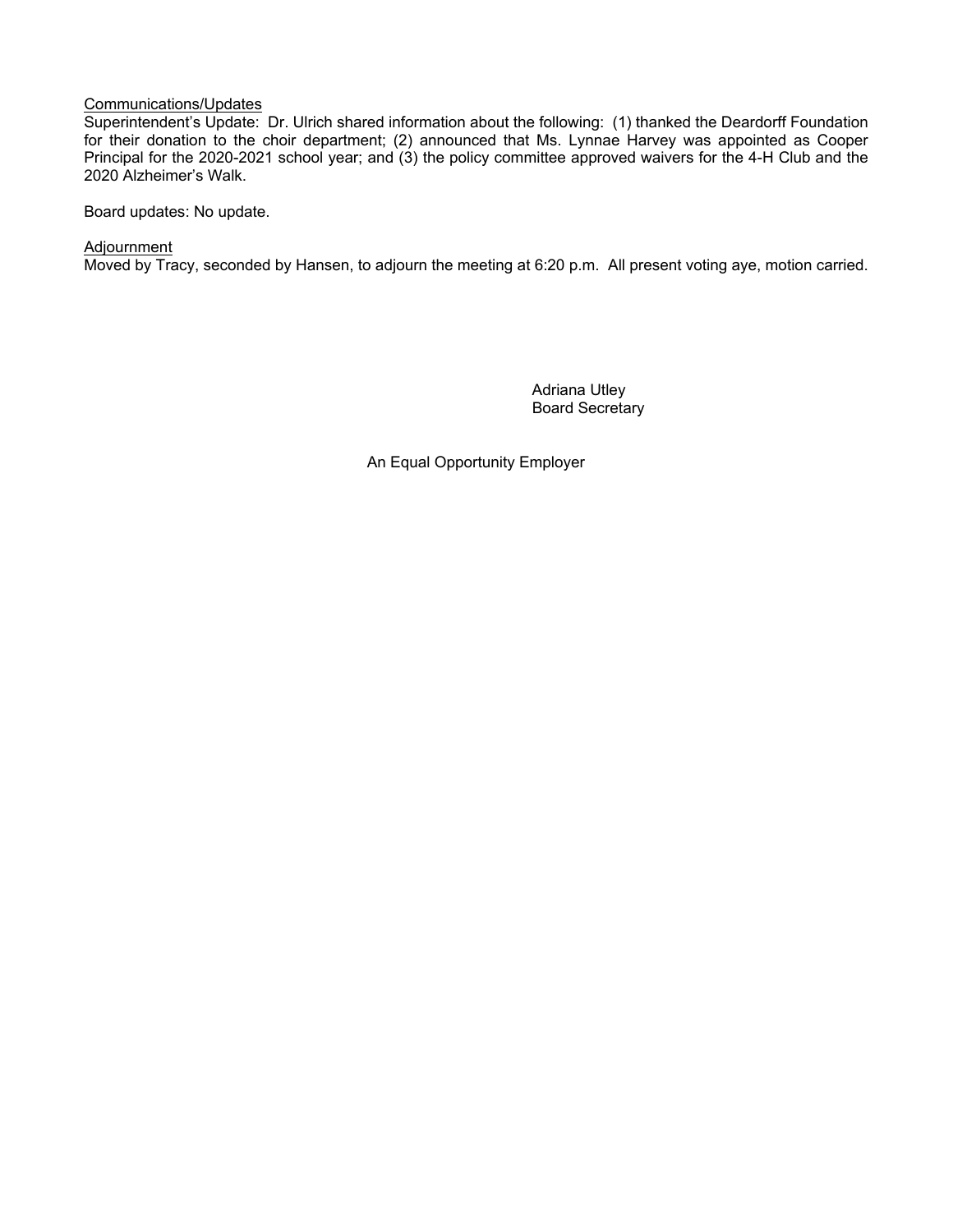<u>Communications/Updates</u>

Superintendent's Update: Dr. Ulrich shared information about the following: (1) thanked the Deardorff Foundation for their donation to the choir department; (2) announced that Ms. Lynnae Harvey was appointed as Cooper Principal for the 2020-2021 school year; and (3) the policy committee approved waivers for the 4-H Club and the 2020 Alzheimer's Walk.

Board updates: No update.

<u>Adjournment</u>

Moved by Tracy, seconded by Hansen, to adjourn the meeting at 6:20 p.m. All present voting aye, motion carried.

Adriana Utley
Board Secretary

An Equal Opportunity Employer